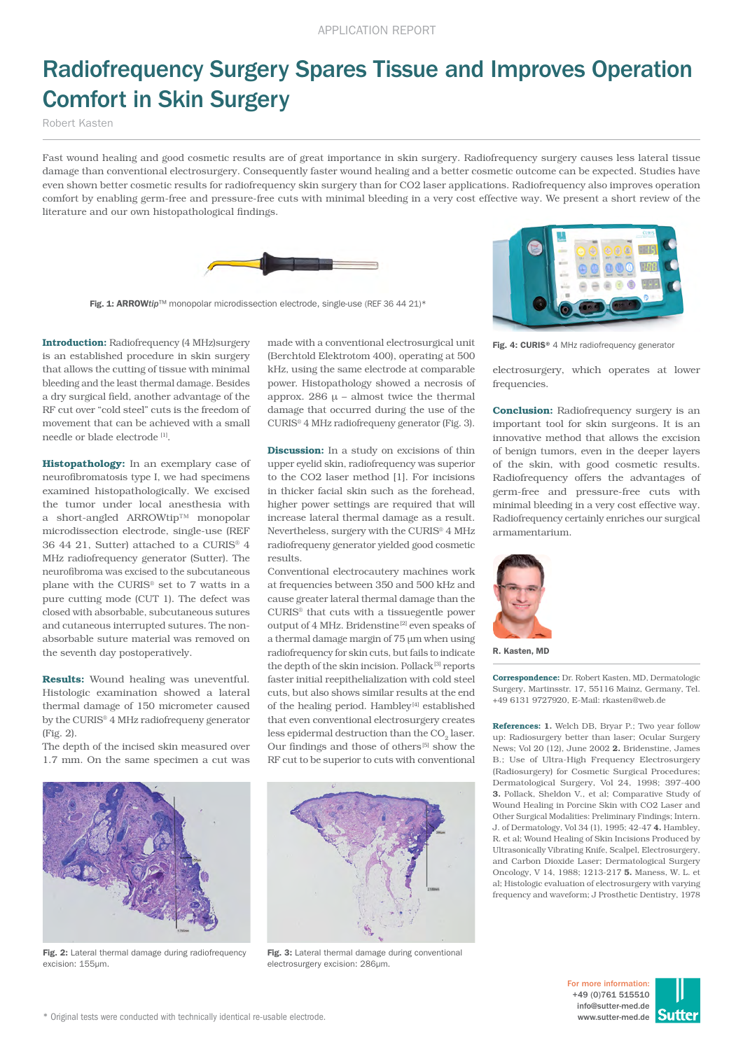APPLICATION REPORT

# Radiofrequency Surgery Spares Tissue and Improves Operation Comfort in Skin Surgery

Robert Kasten

Fast wound healing and good cosmetic results are of great importance in skin surgery. Radiofrequency surgery causes less lateral tissue damage than conventional electrosurgery. Consequently faster wound healing and a better cosmetic outcome can be expected. Studies have even shown better cosmetic results for radiofrequency skin surgery than for CO2 laser applications. Radiofrequency also improves operation comfort by enabling germ-free and pressure-free cuts with minimal bleeding in a very cost effective way. We present a short review of the literature and our own histopathological findings.

**Fig. 1: ARROW*tip*™** monopolar microdissection electrode, single-use (REF 36 44 21)*

**Introduction:** Radiofrequency (4 MHz)surgery is an established procedure in skin surgery that allows the cutting of tissue with minimal bleeding and the least thermal damage. Besides a dry surgical field, another advantage of the RF cut over "cold steel" cuts is the freedom of movement that can be achieved with a small needle or blade electrode [1].

**Histopathology:** In an exemplary case of neurofibromatosis type I, we had specimens examined histopathologically. We excised the tumor under local anesthesia with a short-angled ARROWtip™ monopolar microdissection electrode, single-use (REF 36 44 21, Sutter) attached to a CURIS® 4 MHz radiofrequency generator (Sutter). The neurofibroma was excised to the subcutaneous plane with the CURIS® set to 7 watts in a pure cutting mode (CUT 1). The defect was closed with absorbable, subcutaneous sutures and cutaneous interrupted sutures. The non-absorbable suture material was removed on the seventh day postoperatively.

**Results:** Wound healing was uneventful. Histologic examination showed a lateral thermal damage of 150 micrometer caused by the CURIS® 4 MHz radiofrequeny generator (Fig. 2).

The depth of the incised skin measured over 1.7 mm. On the same specimen a cut was made with a conventional electrosurgical unit (Berchtold Elektrotom 400), operating at 500 kHz, using the same electrode at comparable power. Histopathology showed a necrosis of approx. 286 µ – almost twice the thermal damage that occurred during the use of the CURIS® 4 MHz radiofrequeny generator (Fig. 3).

**Discussion:** In a study on excisions of thin upper eyelid skin, radiofrequency was superior to the CO2 laser method [1]. For incisions in thicker facial skin such as the forehead, higher power settings are required that will increase lateral thermal damage as a result. Nevertheless, surgery with the CURIS® 4 MHz radiofrequeny generator yielded good cosmetic results.

Conventional electrocautery machines work at frequencies between 350 and 500 kHz and cause greater lateral thermal damage than the CURIS® that cuts with a tissuegentle power output of 4 MHz. Bridenstine[2] even speaks of a thermal damage margin of 75 µm when using radiofrequency for skin cuts, but fails to indicate the depth of the skin incision. Pollack[3] reports faster initial reepithelialization with cold steel cuts, but also shows similar results at the end of the healing period. Hambley[4] established that even conventional electrosurgery creates less epidermal destruction than the $CO_2$ laser. Our findings and those of others[5] show the RF cut to be superior to cuts with conventional electrosurgery, which operates at lower frequencies.

**Fig. 2:** Lateral thermal damage during radiofrequency excision: 155µm.

**Fig. 3:** Lateral thermal damage during conventional electrosurgery excision: 286µm.

**Fig. 4: CURIS®** 4 MHz radiofrequency generator

**Conclusion:** Radiofrequency surgery is an important tool for skin surgeons. It is an innovative method that allows the excision of benign tumors, even in the deeper layers of the skin, with good cosmetic results. Radiofrequency offers the advantages of germ-free and pressure-free cuts with minimal bleeding in a very cost effective way. Radiofrequency certainly enriches our surgical armamentarium.

**R. Kasten, MD**

**Correspondence:** Dr. Robert Kasten, MD, Dermatologic Surgery, Martinsstr. 17, 55116 Mainz, Germany, Tel. +49 6131 9727920, E-Mail: rkasten@web.de

**References:** **1.** Welch DB, Bryar P.; Two year follow up: Radiosurgery better than laser; Ocular Surgery News; Vol 20 (12), June 2002 **2.** Bridenstine, James B.; Use of Ultra-High Frequency Electrosurgery (Radiosurgery) for Cosmetic Surgical Procedures; Dermatological Surgery, Vol 24, 1998; 397-400 **3.** Pollack, Sheldon V., et al; Comparative Study of Wound Healing in Porcine Skin with CO2 Laser and Other Surgical Modalities: Preliminary Findings; Intern. J. of Dermatology, Vol 34 (1), 1995; 42-47 **4.** Hambley, R. et al; Wound Healing of Skin Incisions Produced by Ultrasonically Vibrating Knife, Scalpel, Electrosurgery, and Carbon Dioxide Laser; Dermatological Surgery Oncology, V 14, 1988; 1213-217 **5.** Maness, W. L. et al; Histologic evaluation of electrosurgery with varying frequency and waveform; J Prosthetic Dentistry, 1978

\* Original tests were conducted with technically identical re-usable electrode.

For more information:
+49 (0)761 515510
info@sutter-med.de
www.sutter-med.de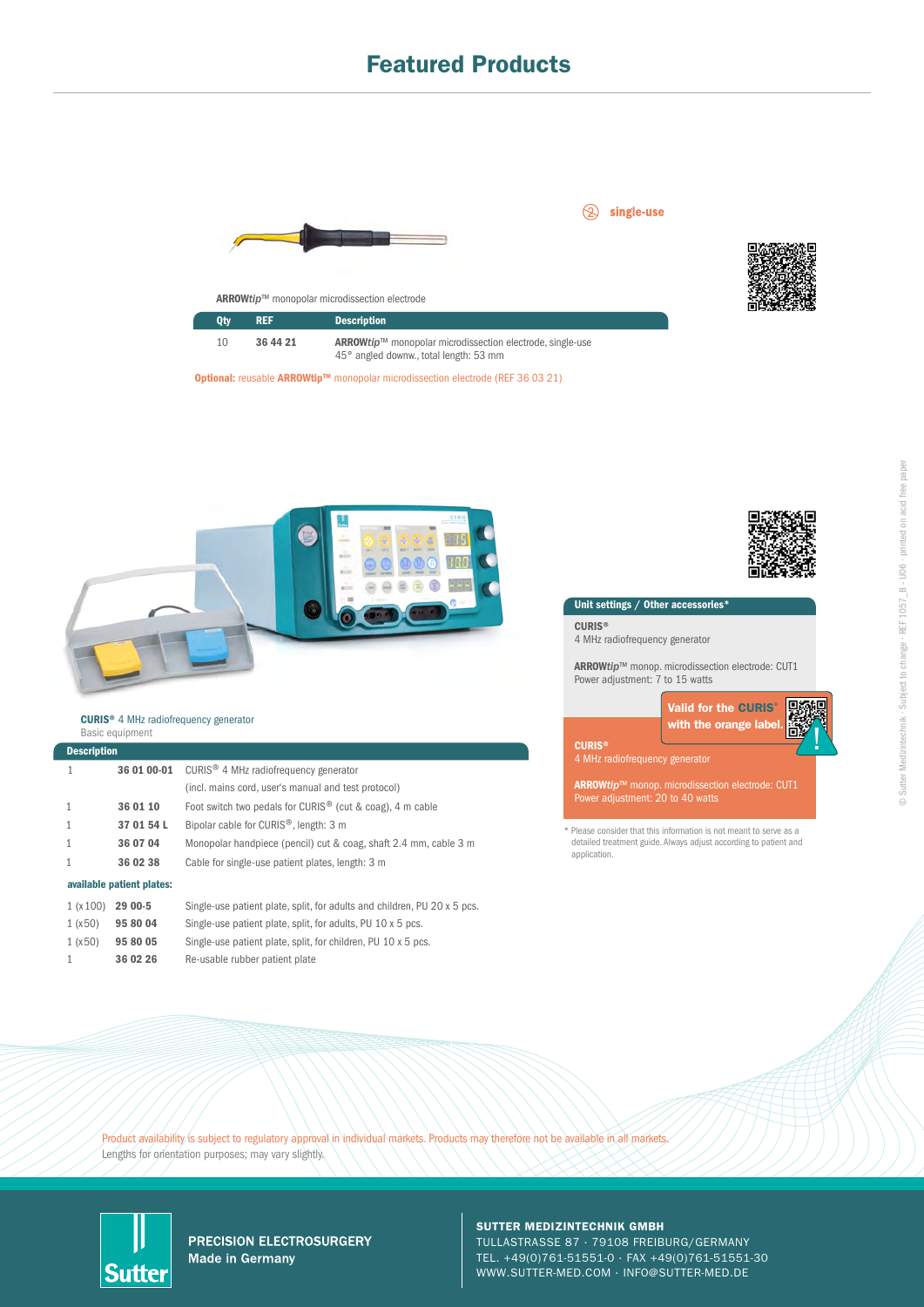# Featured Products

single-use

**ARROW*tip*™** monopolar microdissection electrode

| Qty | REF | Description |
|---|---|---|
| 10 | **36 44 21** | **ARROW*tip*™** monopolar microdissection electrode, single-use 45° angled downw., total length: 53 mm |

**Optional:** reusable **ARROWtip™** monopolar microdissection electrode (REF 36 03 21)

**CURIS®** 4 MHz radiofrequency generator
Basic equipment

| Description | | |
|---|---|---|
| 1 | **36 01 00-01** | CURIS® 4 MHz radiofrequency generator (incl. mains cord, user's manual and test protocol) |
| 1 | **36 01 10** | Foot switch two pedals for CURIS® (cut & coag), 4 m cable |
| 1 | **37 01 54 L** | Bipolar cable for CURIS®, length: 3 m |
| 1 | **36 07 04** | Monopolar handpiece (pencil) cut & coag, shaft 2.4 mm, cable 3 m |
| 1 | **36 02 38** | Cable for single-use patient plates, length: 3 m |
| **available patient plates:** | | |
| 1 (x100) | **29 00-5** | Single-use patient plate, split, for adults and children, PU 20 x 5 pcs. |
| 1 (x50) | **95 80 04** | Single-use patient plate, split, for adults, PU 10 x 5 pcs. |
| 1 (x50) | **95 80 05** | Single-use patient plate, split, for children, PU 10 x 5 pcs. |
| 1 | **36 02 26** | Re-usable rubber patient plate |

**Unit settings / Other accessories***

**CURIS®**
4 MHz radiofrequency generator

**ARROW*tip*™** monop. microdissection electrode: CUT1
Power adjustment: 7 to 15 watts

**Valid for the CURIS® with the orange label.**

**CURIS®**
4 MHz radiofrequency generator

**ARROW*tip*™** monop. microdissection electrode: CUT1
Power adjustment: 20 to 40 watts

* Please consider that this information is not meant to serve as a detailed treatment guide. Always adjust according to patient and application.

Product availability is subject to regulatory approval in individual markets. Products may therefore not be available in all markets.
Lengths for orientation purposes; may vary slightly.

© Sutter Medizintechnik · Subject to change · REF 1057_B · 06 · printed on acid free paper

**PRECISION ELECTROSURGERY**
**Made in Germany**

**SUTTER MEDIZINTECHNIK GMBH**
TULLASTRASSE 87 · 79108 FREIBURG/GERMANY
TEL. +49(0)761-51551-0 · FAX +49(0)761-51551-30
WWW.SUTTER-MED.COM · INFO@SUTTER-MED.DE